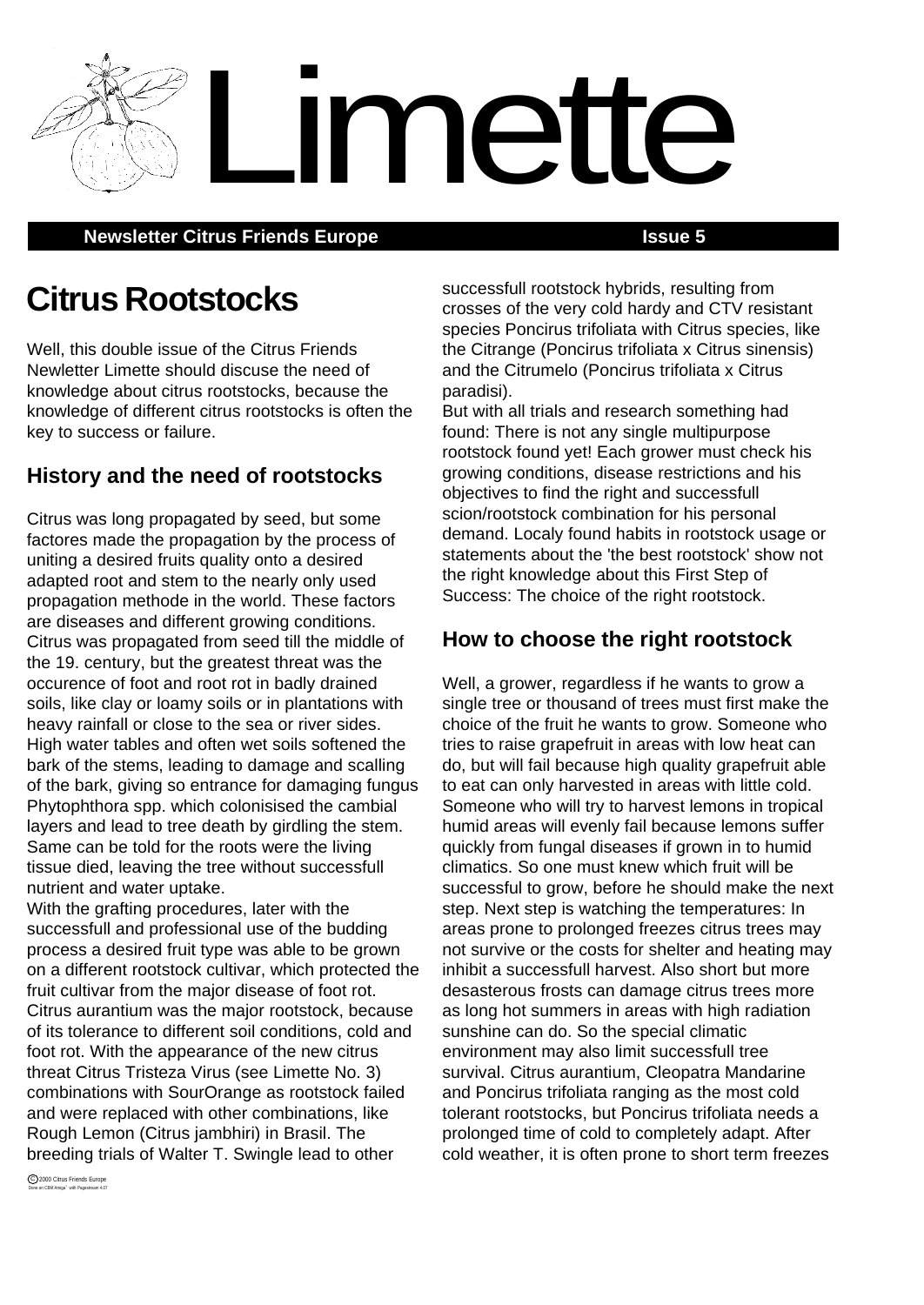# Limette

**Newsletter Citrus Friends Europe** **Issue 5**

# Citrus Rootstocks

Well, this double issue of the Citrus Friends Newletter Limette should discuse the need of knowledge about citrus rootstocks, because the knowledge of different citrus rootstocks is often the key to success or failure.

## History and the need of rootstocks

Citrus was long propagated by seed, but some factores made the propagation by the process of uniting a desired fruits quality onto a desired adapted root and stem to the nearly only used propagation methode in the world. These factors are diseases and different growing conditions. Citrus was propagated from seed till the middle of the 19. century, but the greatest threat was the occurence of foot and root rot in badly drained soils, like clay or loamy soils or in plantations with heavy rainfall or close to the sea or river sides. High water tables and often wet soils softened the bark of the stems, leading to damage and scalling of the bark, giving so entrance for damaging fungus Phytophthora spp. which colonisised the cambial layers and lead to tree death by girdling the stem. Same can be told for the roots were the living tissue died, leaving the tree without successfull nutrient and water uptake.
With the grafting procedures, later with the successfull and professional use of the budding process a desired fruit type was able to be grown on a different rootstock cultivar, which protected the fruit cultivar from the major disease of foot rot. Citrus aurantium was the major rootstock, because of its tolerance to different soil conditions, cold and foot rot. With the appearance of the new citrus threat Citrus Tristeza Virus (see Limette No. 3) combinations with SourOrange as rootstock failed and were replaced with other combinations, like Rough Lemon (Citrus jambhiri) in Brasil. The breeding trials of Walter T. Swingle lead to other successfull rootstock hybrids, resulting from crosses of the very cold hardy and CTV resistant species Poncirus trifoliata with Citrus species, like the Citrange (Poncirus trifoliata x Citrus sinensis) and the Citrumelo (Poncirus trifoliata x Citrus paradisi).
But with all trials and research something had found: There is not any single multipurpose rootstock found yet! Each grower must check his growing conditions, disease restrictions and his objectives to find the right and successfull scion/rootstock combination for his personal demand. Localy found habits in rootstock usage or statements about the 'the best rootstock' show not the right knowledge about this First Step of Success: The choice of the right rootstock.

## How to choose the right rootstock

Well, a grower, regardless if he wants to grow a single tree or thousand of trees must first make the choice of the fruit he wants to grow. Someone who tries to raise grapefruit in areas with low heat can do, but will fail because high quality grapefruit able to eat can only harvested in areas with little cold. Someone who will try to harvest lemons in tropical humid areas will evenly fail because lemons suffer quickly from fungal diseases if grown in to humid climatics. So one must knew which fruit will be successful to grow, before he should make the next step. Next step is watching the temperatures: In areas prone to prolonged freezes citrus trees may not survive or the costs for shelter and heating may inhibit a successfull harvest. Also short but more desasterous frosts can damage citrus trees more as long hot summers in areas with high radiation sunshine can do. So the special climatic environment may also limit successfull tree survival. Citrus aurantium, Cleopatra Mandarine and Poncirus trifoliata ranging as the most cold tolerant rootstocks, but Poncirus trifoliata needs a prolonged time of cold to completely adapt. After cold weather, it is often prone to short term freezes

©2000 Citrus Friends Europe
Done on CBM Amiga with Pagestream 4.07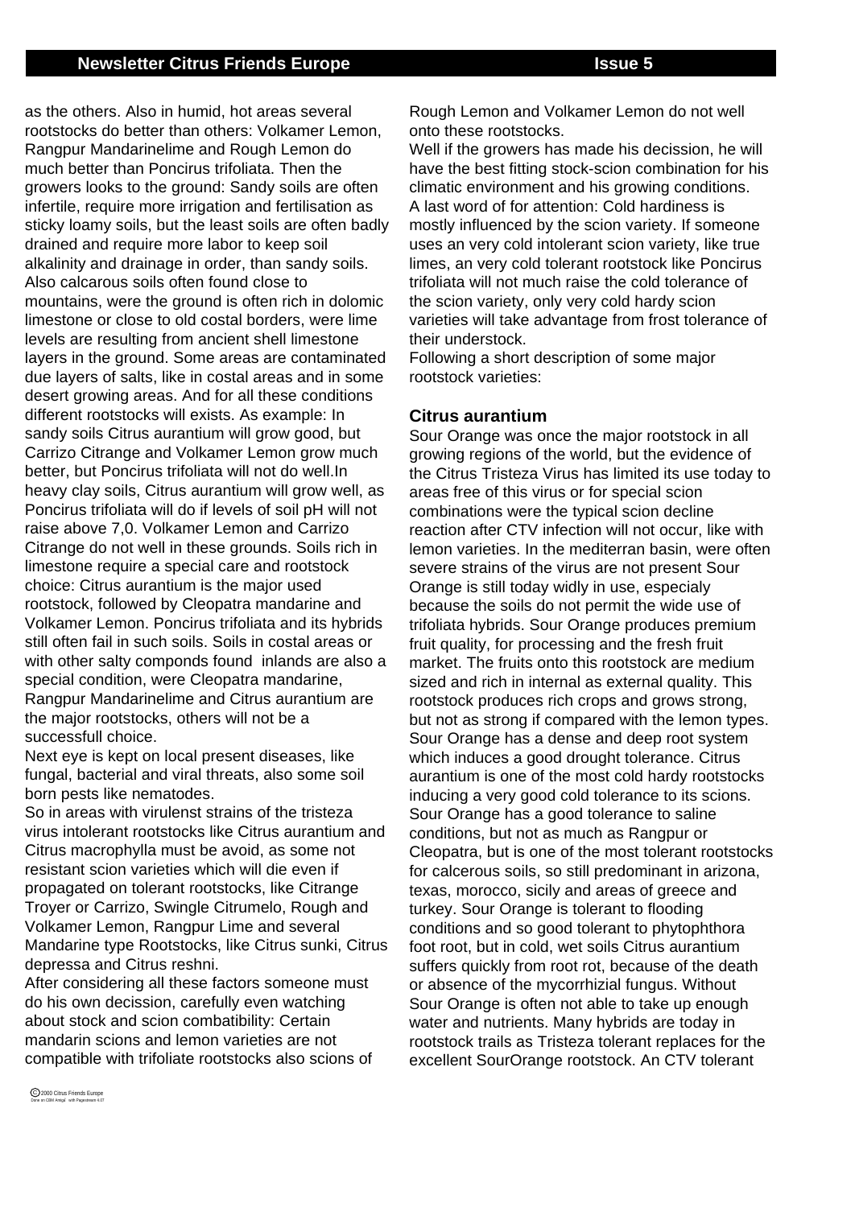as the others. Also in humid, hot areas several rootstocks do better than others: Volkamer Lemon, Rangpur Mandarinelime and Rough Lemon do much better than Poncirus trifoliata. Then the growers looks to the ground: Sandy soils are often infertile, require more irrigation and fertilisation as sticky loamy soils, but the least soils are often badly drained and require more labor to keep soil alkalinity and drainage in order, than sandy soils. Also calcarous soils often found close to mountains, were the ground is often rich in dolomic limestone or close to old costal borders, were lime levels are resulting from ancient shell limestone layers in the ground. Some areas are contaminated due layers of salts, like in costal areas and in some desert growing areas. And for all these conditions different rootstocks will exists. As example: In sandy soils Citrus aurantium will grow good, but Carrizo Citrange and Volkamer Lemon grow much better, but Poncirus trifoliata will not do well.In heavy clay soils, Citrus aurantium will grow well, as Poncirus trifoliata will do if levels of soil pH will not raise above 7,0. Volkamer Lemon and Carrizo Citrange do not well in these grounds. Soils rich in limestone require a special care and rootstock choice: Citrus aurantium is the major used rootstock, followed by Cleopatra mandarine and Volkamer Lemon. Poncirus trifoliata and its hybrids still often fail in such soils. Soils in costal areas or with other salty componds found inlands are also a special condition, were Cleopatra mandarine, Rangpur Mandarinelime and Citrus aurantium are the major rootstocks, others will not be a successfull choice.

Next eye is kept on local present diseases, like fungal, bacterial and viral threats, also some soil born pests like nematodes.

So in areas with virulenst strains of the tristeza virus intolerant rootstocks like Citrus aurantium and Citrus macrophylla must be avoid, as some not resistant scion varieties which will die even if propagated on tolerant rootstocks, like Citrange Troyer or Carrizo, Swingle Citrumelo, Rough and Volkamer Lemon, Rangpur Lime and several Mandarine type Rootstocks, like Citrus sunki, Citrus depressa and Citrus reshni.

After considering all these factors someone must do his own decission, carefully even watching about stock and scion combatibility: Certain mandarin scions and lemon varieties are not compatible with trifoliate rootstocks also scions of Rough Lemon and Volkamer Lemon do not well onto these rootstocks.

Well if the growers has made his decission, he will have the best fitting stock-scion combination for his climatic environment and his growing conditions.

A last word of for attention: Cold hardiness is mostly influenced by the scion variety. If someone uses an very cold intolerant scion variety, like true limes, an very cold tolerant rootstock like Poncirus trifoliata will not much raise the cold tolerance of the scion variety, only very cold hardy scion varieties will take advantage from frost tolerance of their understock.

Following a short description of some major rootstock varieties:

### Citrus aurantium

Sour Orange was once the major rootstock in all growing regions of the world, but the evidence of the Citrus Tristeza Virus has limited its use today to areas free of this virus or for special scion combinations were the typical scion decline reaction after CTV infection will not occur, like with lemon varieties. In the mediterran basin, were often severe strains of the virus are not present Sour Orange is still today widly in use, especialy because the soils do not permit the wide use of trifoliata hybrids. Sour Orange produces premium fruit quality, for processing and the fresh fruit market. The fruits onto this rootstock are medium sized and rich in internal as external quality. This rootstock produces rich crops and grows strong, but not as strong if compared with the lemon types. Sour Orange has a dense and deep root system which induces a good drought tolerance. Citrus aurantium is one of the most cold hardy rootstocks inducing a very good cold tolerance to its scions. Sour Orange has a good tolerance to saline conditions, but not as much as Rangpur or Cleopatra, but is one of the most tolerant rootstocks for calcerous soils, so still predominant in arizona, texas, morocco, sicily and areas of greece and turkey. Sour Orange is tolerant to flooding conditions and so good tolerant to phytophthora foot root, but in cold, wet soils Citrus aurantium suffers quickly from root rot, because of the death or absence of the mycorrhizial fungus. Without Sour Orange is often not able to take up enough water and nutrients. Many hybrids are today in rootstock trails as Tristeza tolerant replaces for the excellent SourOrange rootstock. An CTV tolerant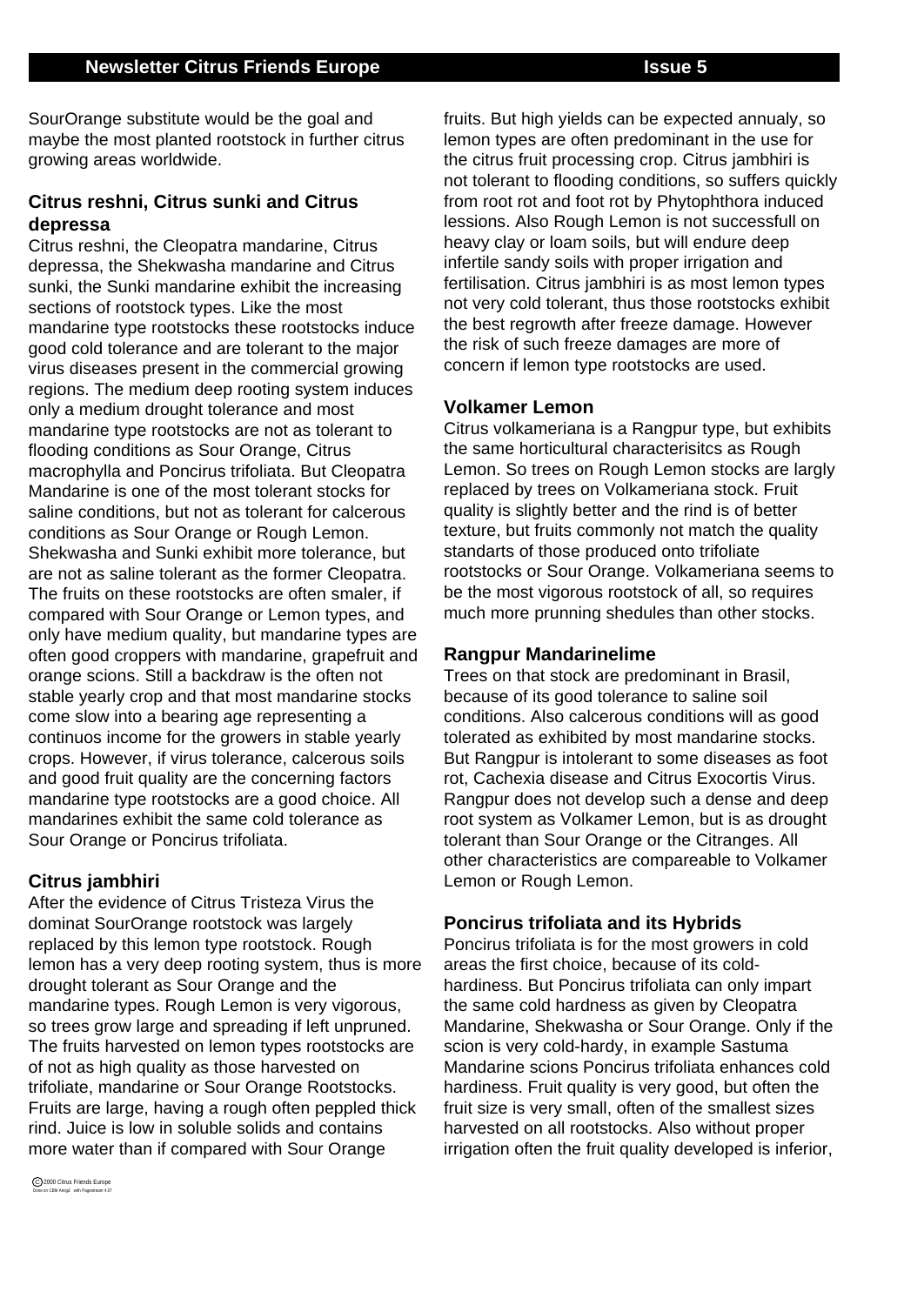SourOrange substitute would be the goal and maybe the most planted rootstock in further citrus growing areas worldwide.

### Citrus reshni, Citrus sunki and Citrus depressa

Citrus reshni, the Cleopatra mandarine, Citrus depressa, the Shekwasha mandarine and Citrus sunki, the Sunki mandarine exhibit the increasing sections of rootstock types. Like the most mandarine type rootstocks these rootstocks induce good cold tolerance and are tolerant to the major virus diseases present in the commercial growing regions. The medium deep rooting system induces only a medium drought tolerance and most mandarine type rootstocks are not as tolerant to flooding conditions as Sour Orange, Citrus macrophylla and Poncirus trifoliata. But Cleopatra Mandarine is one of the most tolerant stocks for saline conditions, but not as tolerant for calcerous conditions as Sour Orange or Rough Lemon. Shekwasha and Sunki exhibit more tolerance, but are not as saline tolerant as the former Cleopatra. The fruits on these rootstocks are often smaler, if compared with Sour Orange or Lemon types, and only have medium quality, but mandarine types are often good croppers with mandarine, grapefruit and orange scions. Still a backdraw is the often not stable yearly crop and that most mandarine stocks come slow into a bearing age representing a continuos income for the growers in stable yearly crops. However, if virus tolerance, calcerous soils and good fruit quality are the concerning factors mandarine type rootstocks are a good choice. All mandarines exhibit the same cold tolerance as Sour Orange or Poncirus trifoliata.

### Citrus jambhiri

After the evidence of Citrus Tristeza Virus the dominat SourOrange rootstock was largely replaced by this lemon type rootstock. Rough lemon has a very deep rooting system, thus is more drought tolerant as Sour Orange and the mandarine types. Rough Lemon is very vigorous, so trees grow large and spreading if left unpruned. The fruits harvested on lemon types rootstocks are of not as high quality as those harvested on trifoliate, mandarine or Sour Orange Rootstocks. Fruits are large, having a rough often peppled thick rind. Juice is low in soluble solids and contains more water than if compared with Sour Orange fruits. But high yields can be expected annualy, so lemon types are often predominant in the use for the citrus fruit processing crop. Citrus jambhiri is not tolerant to flooding conditions, so suffers quickly from root rot and foot rot by Phytophthora induced lessions. Also Rough Lemon is not successfull on heavy clay or loam soils, but will endure deep infertile sandy soils with proper irrigation and fertilisation. Citrus jambhiri is as most lemon types not very cold tolerant, thus those rootstocks exhibit the best regrowth after freeze damage. However the risk of such freeze damages are more of concern if lemon type rootstocks are used.

### Volkamer Lemon

Citrus volkameriana is a Rangpur type, but exhibits the same horticultural characterisitcs as Rough Lemon. So trees on Rough Lemon stocks are largly replaced by trees on Volkameriana stock. Fruit quality is slightly better and the rind is of better texture, but fruits commonly not match the quality standarts of those produced onto trifoliate rootstocks or Sour Orange. Volkameriana seems to be the most vigorous rootstock of all, so requires much more prunning shedules than other stocks.

### Rangpur Mandarinelime

Trees on that stock are predominant in Brasil, because of its good tolerance to saline soil conditions. Also calcerous conditions will as good tolerated as exhibited by most mandarine stocks. But Rangpur is intolerant to some diseases as foot rot, Cachexia disease and Citrus Exocortis Virus. Rangpur does not develop such a dense and deep root system as Volkamer Lemon, but is as drought tolerant than Sour Orange or the Citranges. All other characteristics are compareable to Volkamer Lemon or Rough Lemon.

### Poncirus trifoliata and its Hybrids

Poncirus trifoliata is for the most growers in cold areas the first choice, because of its cold-hardiness. But Poncirus trifoliata can only impart the same cold hardness as given by Cleopatra Mandarine, Shekwasha or Sour Orange. Only if the scion is very cold-hardy, in example Sastuma Mandarine scions Poncirus trifoliata enhances cold hardiness. Fruit quality is very good, but often the fruit size is very small, often of the smallest sizes harvested on all rootstocks. Also without proper irrigation often the fruit quality developed is inferior,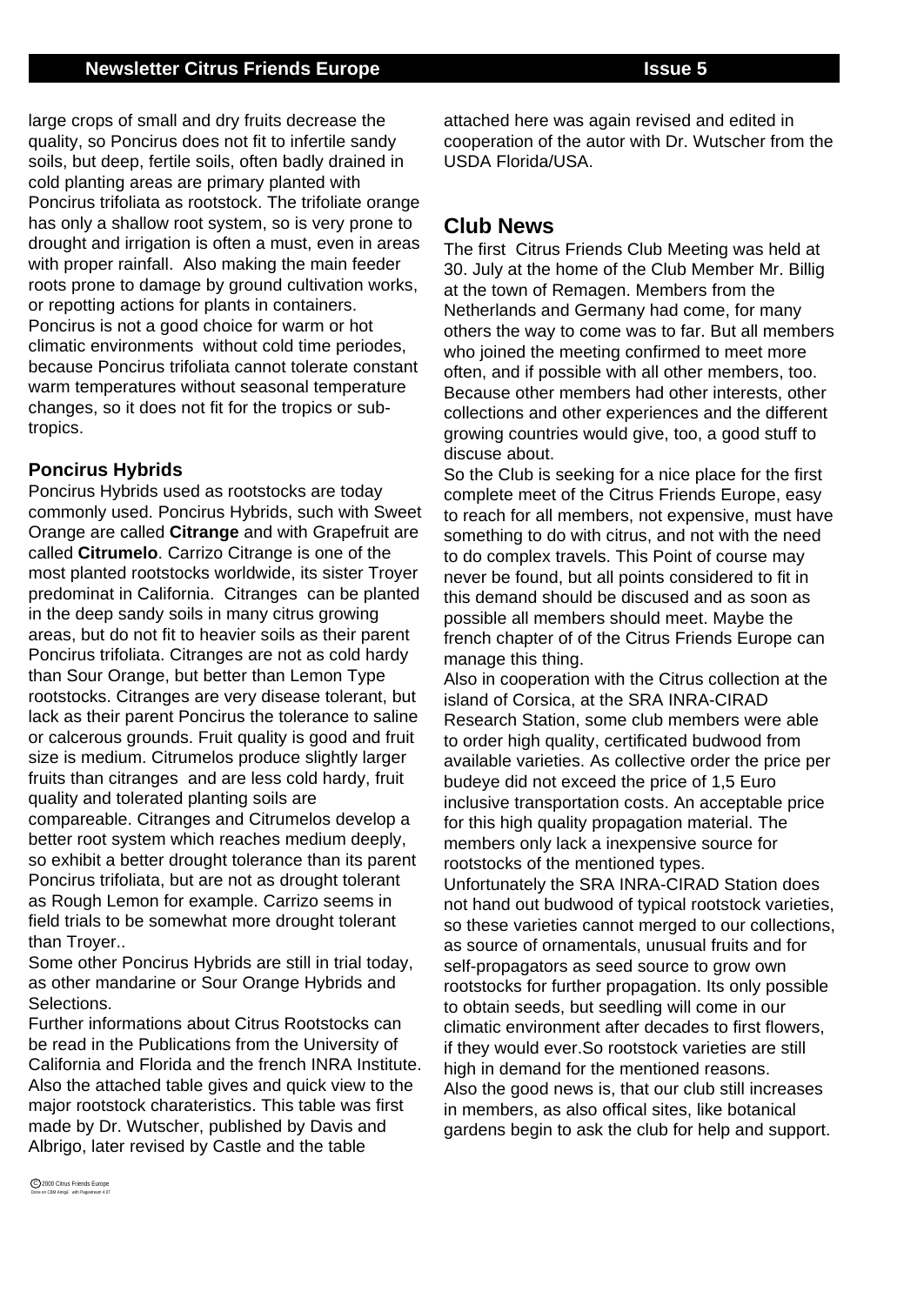large crops of small and dry fruits decrease the quality, so Poncirus does not fit to infertile sandy soils, but deep, fertile soils, often badly drained in cold planting areas are primary planted with Poncirus trifoliata as rootstock. The trifoliate orange has only a shallow root system, so is very prone to drought and irrigation is often a must, even in areas with proper rainfall. Also making the main feeder roots prone to damage by ground cultivation works, or repotting actions for plants in containers. Poncirus is not a good choice for warm or hot climatic environments without cold time periodes, because Poncirus trifoliata cannot tolerate constant warm temperatures without seasonal temperature changes, so it does not fit for the tropics or sub-tropics.

### Poncirus Hybrids

Poncirus Hybrids used as rootstocks are today commonly used. Poncirus Hybrids, such with Sweet Orange are called **Citrange** and with Grapefruit are called **Citrumelo**. Carrizo Citrange is one of the most planted rootstocks worldwide, its sister Troyer predominat in California. Citranges can be planted in the deep sandy soils in many citrus growing areas, but do not fit to heavier soils as their parent Poncirus trifoliata. Citranges are not as cold hardy than Sour Orange, but better than Lemon Type rootstocks. Citranges are very disease tolerant, but lack as their parent Poncirus the tolerance to saline or calcerous grounds. Fruit quality is good and fruit size is medium. Citrumelos produce slightly larger fruits than citranges and are less cold hardy, fruit quality and tolerated planting soils are compareable. Citranges and Citrumelos develop a better root system which reaches medium deeply, so exhibit a better drought tolerance than its parent Poncirus trifoliata, but are not as drought tolerant as Rough Lemon for example. Carrizo seems in field trials to be somewhat more drought tolerant than Troyer..

Some other Poncirus Hybrids are still in trial today, as other mandarine or Sour Orange Hybrids and Selections.

Further informations about Citrus Rootstocks can be read in the Publications from the University of California and Florida and the french INRA Institute. Also the attached table gives and quick view to the major rootstock charateristics. This table was first made by Dr. Wutscher, published by Davis and Albrigo, later revised by Castle and the table attached here was again revised and edited in cooperation of the autor with Dr. Wutscher from the USDA Florida/USA.

## Club News

The first Citrus Friends Club Meeting was held at 30. July at the home of the Club Member Mr. Billig at the town of Remagen. Members from the Netherlands and Germany had come, for many others the way to come was to far. But all members who joined the meeting confirmed to meet more often, and if possible with all other members, too. Because other members had other interests, other collections and other experiences and the different growing countries would give, too, a good stuff to discuse about.

So the Club is seeking for a nice place for the first complete meet of the Citrus Friends Europe, easy to reach for all members, not expensive, must have something to do with citrus, and not with the need to do complex travels. This Point of course may never be found, but all points considered to fit in this demand should be discused and as soon as possible all members should meet. Maybe the french chapter of of the Citrus Friends Europe can manage this thing.

Also in cooperation with the Citrus collection at the island of Corsica, at the SRA INRA-CIRAD Research Station, some club members were able to order high quality, certificated budwood from available varieties. As collective order the price per budeye did not exceed the price of 1,5 Euro inclusive transportation costs. An acceptable price for this high quality propagation material. The members only lack a inexpensive source for rootstocks of the mentioned types.

Unfortunately the SRA INRA-CIRAD Station does not hand out budwood of typical rootstock varieties, so these varieties cannot merged to our collections, as source of ornamentals, unusual fruits and for self-propagators as seed source to grow own rootstocks for further propagation. Its only possible to obtain seeds, but seedling will come in our climatic environment after decades to first flowers, if they would ever.So rootstock varieties are still high in demand for the mentioned reasons.

Also the good news is, that our club still increases in members, as also offical sites, like botanical gardens begin to ask the club for help and support.